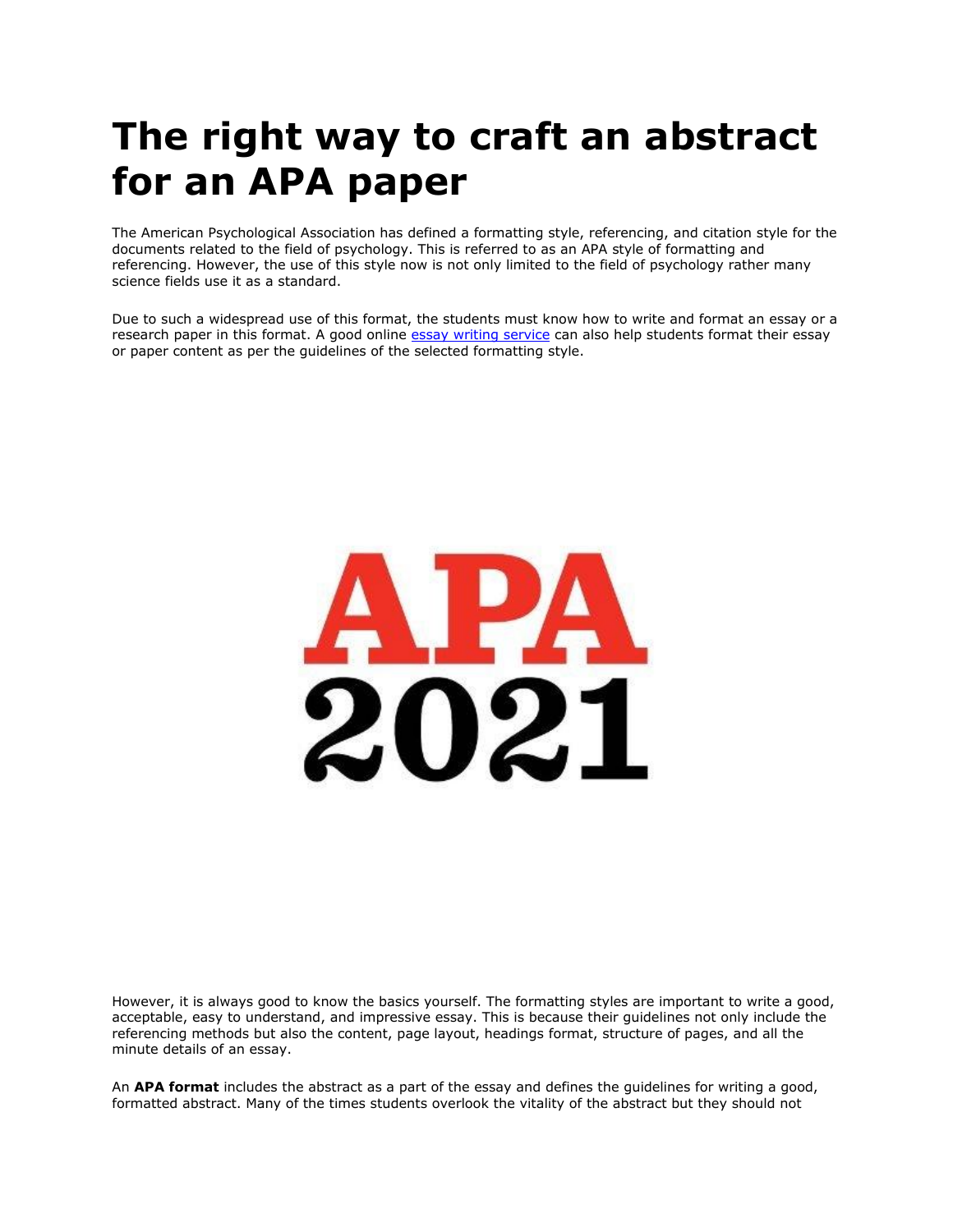# The right way to craft an abstract for an APA paper

The American Psychological Association has defined a formatting style, referencing, and citation style for the documents related to the field of psychology. This is referred to as an APA style of formatting and referencing. However, the use of this style now is not only limited to the field of psychology rather many science fields use it as a standard.

Due to such a widespread use of this format, the students must know how to write and format an essay or a research paper in this format. A good online essay writing service can also help students format their essay or paper content as per the guidelines of the selected formatting style.

However, it is always good to know the basics yourself. The formatting styles are important to write a good, acceptable, easy to understand, and impressive essay. This is because their guidelines not only include the referencing methods but also the content, page layout, headings format, structure of pages, and all the minute details of an essay.

An **APA format** includes the abstract as a part of the essay and defines the guidelines for writing a good, formatted abstract. Many of the times students overlook the vitality of the abstract but they should not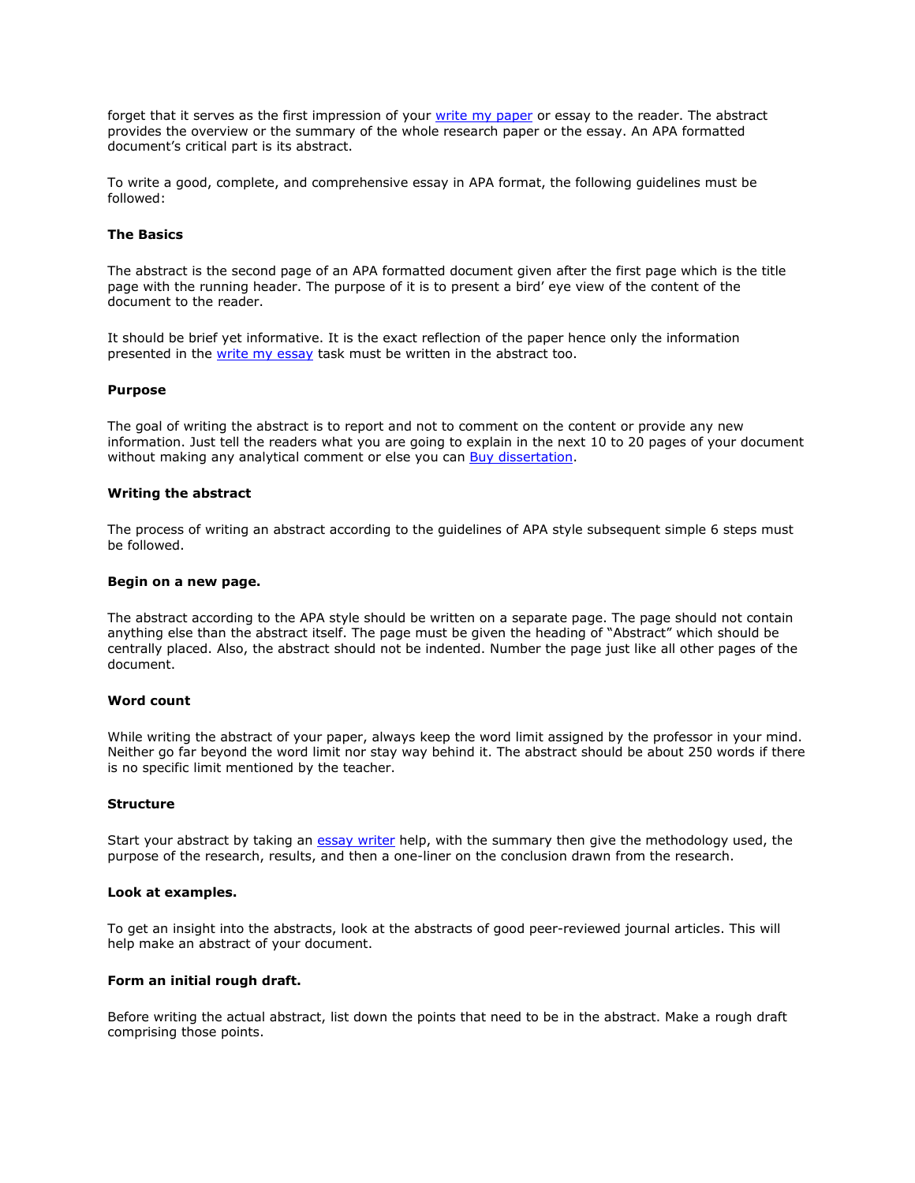forget that it serves as the first impression of your [write my paper] or essay to the reader. The abstract provides the overview or the summary of the whole research paper or the essay. An APA formatted document's critical part is its abstract.

To write a good, complete, and comprehensive essay in APA format, the following guidelines must be followed:

**The Basics**

The abstract is the second page of an APA formatted document given after the first page which is the title page with the running header. The purpose of it is to present a bird' eye view of the content of the document to the reader.

It should be brief yet informative. It is the exact reflection of the paper hence only the information presented in the [write my essay] task must be written in the abstract too.

**Purpose**

The goal of writing the abstract is to report and not to comment on the content or provide any new information. Just tell the readers what you are going to explain in the next 10 to 20 pages of your document without making any analytical comment or else you can [Buy dissertation].

**Writing the abstract**

The process of writing an abstract according to the guidelines of APA style subsequent simple 6 steps must be followed.

**Begin on a new page.**

The abstract according to the APA style should be written on a separate page. The page should not contain anything else than the abstract itself. The page must be given the heading of "Abstract" which should be centrally placed. Also, the abstract should not be indented. Number the page just like all other pages of the document.

**Word count**

While writing the abstract of your paper, always keep the word limit assigned by the professor in your mind. Neither go far beyond the word limit nor stay way behind it. The abstract should be about 250 words if there is no specific limit mentioned by the teacher.

**Structure**

Start your abstract by taking an [essay writer] help, with the summary then give the methodology used, the purpose of the research, results, and then a one-liner on the conclusion drawn from the research.

**Look at examples.**

To get an insight into the abstracts, look at the abstracts of good peer-reviewed journal articles. This will help make an abstract of your document.

**Form an initial rough draft.**

Before writing the actual abstract, list down the points that need to be in the abstract. Make a rough draft comprising those points.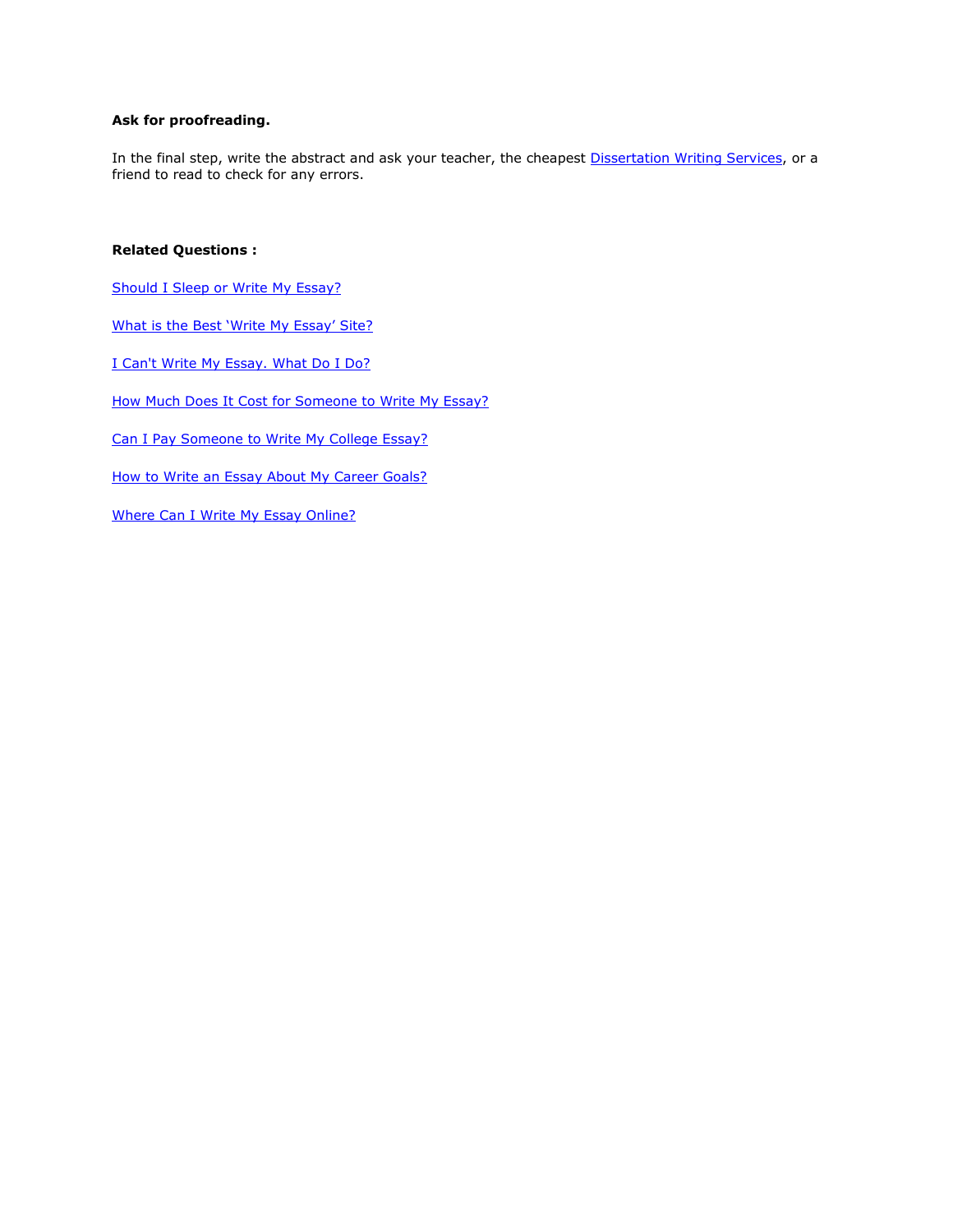**Ask for proofreading.**

In the final step, write the abstract and ask your teacher, the cheapest Dissertation Writing Services, or a friend to read to check for any errors.

**Related Questions :**

Should I Sleep or Write My Essay?

What is the Best 'Write My Essay' Site?

I Can't Write My Essay. What Do I Do?

How Much Does It Cost for Someone to Write My Essay?

Can I Pay Someone to Write My College Essay?

How to Write an Essay About My Career Goals?

Where Can I Write My Essay Online?